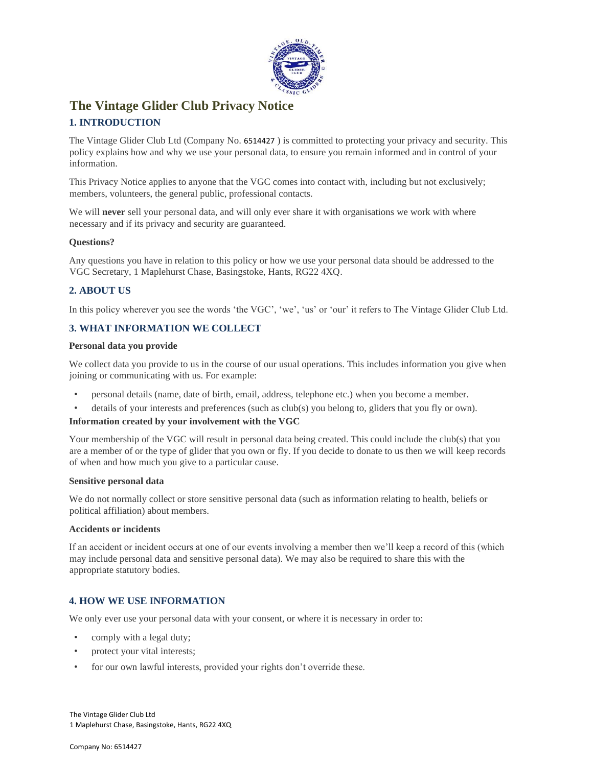# The Vintage Glider Club Privacy Notice

## 1. INTRODUCTION

The Vintage Glider Club Ltd (Company No. 6514427 ) is committed to protecting your privacy and security. This policy explains how and why we use your personal data, to ensure you remain informed and in control of your information.

This Privacy Notice applies to anyone that the VGC comes into contact with, including but not exclusively; members, volunteers, the general public, professional contacts.

We will **never** sell your personal data, and will only ever share it with organisations we work with where necessary and if its privacy and security are guaranteed.

**Questions?**

Any questions you have in relation to this policy or how we use your personal data should be addressed to the VGC Secretary, 1 Maplehurst Chase, Basingstoke, Hants, RG22 4XQ.

## 2. ABOUT US

In this policy wherever you see the words 'the VGC', 'we', 'us' or 'our' it refers to The Vintage Glider Club Ltd.

## 3. WHAT INFORMATION WE COLLECT

**Personal data you provide**

We collect data you provide to us in the course of our usual operations. This includes information you give when joining or communicating with us. For example:

- personal details (name, date of birth, email, address, telephone etc.) when you become a member.
- details of your interests and preferences (such as club(s) you belong to, gliders that you fly or own).

**Information created by your involvement with the VGC**

Your membership of the VGC will result in personal data being created. This could include the club(s) that you are a member of or the type of glider that you own or fly. If you decide to donate to us then we will keep records of when and how much you give to a particular cause.

**Sensitive personal data**

We do not normally collect or store sensitive personal data (such as information relating to health, beliefs or political affiliation) about members.

**Accidents or incidents**

If an accident or incident occurs at one of our events involving a member then we'll keep a record of this (which may include personal data and sensitive personal data). We may also be required to share this with the appropriate statutory bodies.

## 4. HOW WE USE INFORMATION

We only ever use your personal data with your consent, or where it is necessary in order to:

- comply with a legal duty;
- protect your vital interests;
- for our own lawful interests, provided your rights don't override these.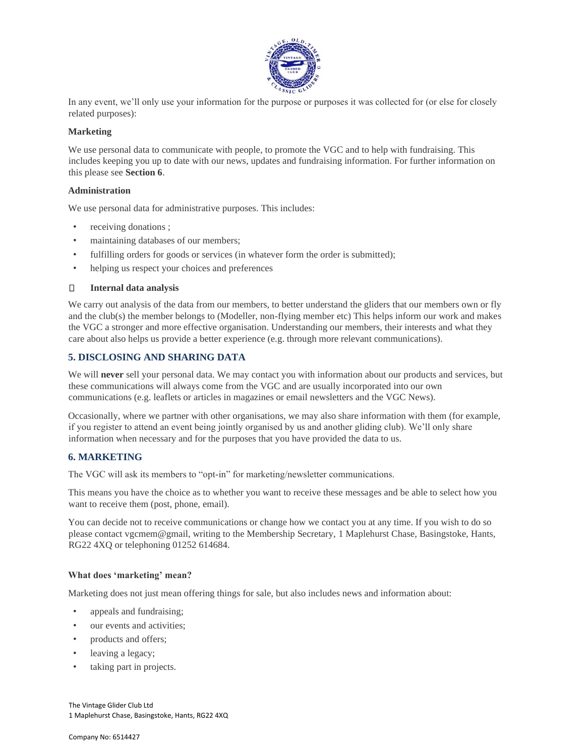In any event, we'll only use your information for the purpose or purposes it was collected for (or else for closely related purposes):

**Marketing**

We use personal data to communicate with people, to promote the VGC and to help with fundraising. This includes keeping you up to date with our news, updates and fundraising information. For further information on this please see **Section 6**.

**Administration**

We use personal data for administrative purposes. This includes:

- receiving donations ;
- maintaining databases of our members;
- fulfilling orders for goods or services (in whatever form the order is submitted);
- helping us respect your choices and preferences

- **Internal data analysis**

We carry out analysis of the data from our members, to better understand the gliders that our members own or fly and the club(s) the member belongs to (Modeller, non-flying member etc) This helps inform our work and makes the VGC a stronger and more effective organisation. Understanding our members, their interests and what they care about also helps us provide a better experience (e.g. through more relevant communications).

## 5. DISCLOSING AND SHARING DATA

We will **never** sell your personal data. We may contact you with information about our products and services, but these communications will always come from the VGC and are usually incorporated into our own communications (e.g. leaflets or articles in magazines or email newsletters and the VGC News).

Occasionally, where we partner with other organisations, we may also share information with them (for example, if you register to attend an event being jointly organised by us and another gliding club). We'll only share information when necessary and for the purposes that you have provided the data to us.

## 6. MARKETING

The VGC will ask its members to "opt-in" for marketing/newsletter communications.

This means you have the choice as to whether you want to receive these messages and be able to select how you want to receive them (post, phone, email).

You can decide not to receive communications or change how we contact you at any time. If you wish to do so please contact vgcmem@gmail, writing to the Membership Secretary, 1 Maplehurst Chase, Basingstoke, Hants, RG22 4XQ or telephoning 01252 614684.

**What does 'marketing' mean?**

Marketing does not just mean offering things for sale, but also includes news and information about:

- appeals and fundraising;
- our events and activities;
- products and offers;
- leaving a legacy;
- taking part in projects.

The Vintage Glider Club Ltd
1 Maplehurst Chase, Basingstoke, Hants, RG22 4XQ

Company No: 6514427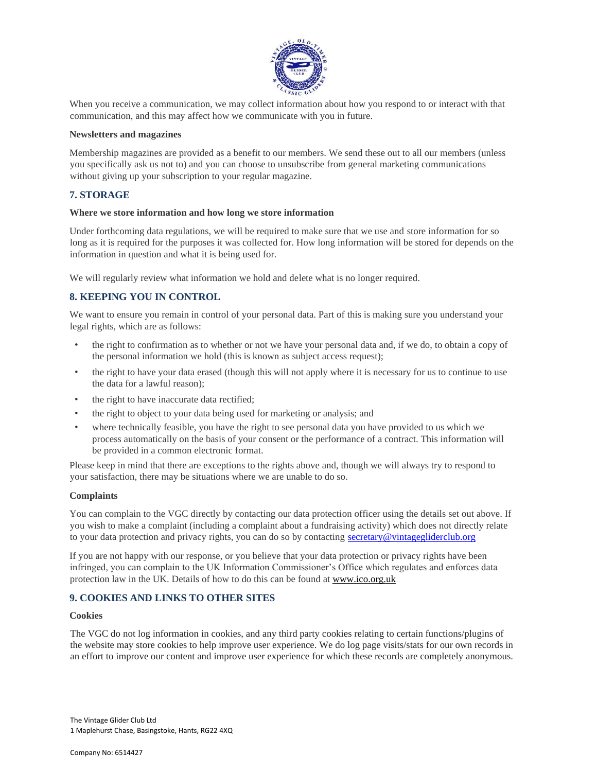When you receive a communication, we may collect information about how you respond to or interact with that communication, and this may affect how we communicate with you in future.

**Newsletters and magazines**

Membership magazines are provided as a benefit to our members. We send these out to all our members (unless you specifically ask us not to) and you can choose to unsubscribe from general marketing communications without giving up your subscription to your regular magazine.

## 7. STORAGE

**Where we store information and how long we store information**

Under forthcoming data regulations, we will be required to make sure that we use and store information for so long as it is required for the purposes it was collected for. How long information will be stored for depends on the information in question and what it is being used for.

We will regularly review what information we hold and delete what is no longer required.

## 8. KEEPING YOU IN CONTROL

We want to ensure you remain in control of your personal data. Part of this is making sure you understand your legal rights, which are as follows:

- the right to confirmation as to whether or not we have your personal data and, if we do, to obtain a copy of the personal information we hold (this is known as subject access request);
- the right to have your data erased (though this will not apply where it is necessary for us to continue to use the data for a lawful reason);
- the right to have inaccurate data rectified;
- the right to object to your data being used for marketing or analysis; and
- where technically feasible, you have the right to see personal data you have provided to us which we process automatically on the basis of your consent or the performance of a contract. This information will be provided in a common electronic format.

Please keep in mind that there are exceptions to the rights above and, though we will always try to respond to your satisfaction, there may be situations where we are unable to do so.

**Complaints**

You can complain to the VGC directly by contacting our data protection officer using the details set out above. If you wish to make a complaint (including a complaint about a fundraising activity) which does not directly relate to your data protection and privacy rights, you can do so by contacting secretary@vintagegliderclub.org

If you are not happy with our response, or you believe that your data protection or privacy rights have been infringed, you can complain to the UK Information Commissioner's Office which regulates and enforces data protection law in the UK. Details of how to do this can be found at www.ico.org.uk

## 9. COOKIES AND LINKS TO OTHER SITES

**Cookies**

The VGC do not log information in cookies, and any third party cookies relating to certain functions/plugins of the website may store cookies to help improve user experience. We do log page visits/stats for our own records in an effort to improve our content and improve user experience for which these records are completely anonymous.

The Vintage Glider Club Ltd
1 Maplehurst Chase, Basingstoke, Hants, RG22 4XQ

Company No: 6514427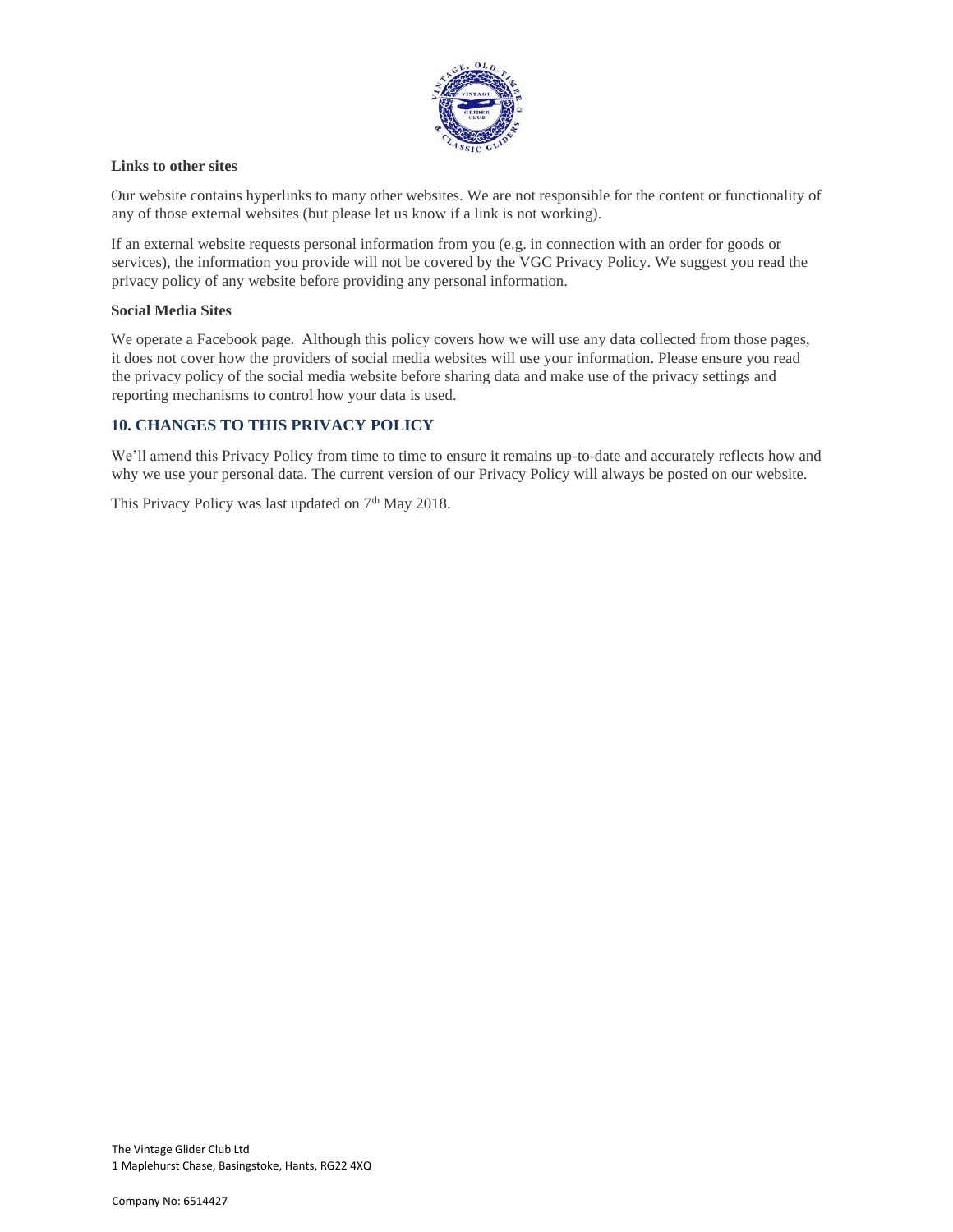**Links to other sites**

Our website contains hyperlinks to many other websites. We are not responsible for the content or functionality of any of those external websites (but please let us know if a link is not working).

If an external website requests personal information from you (e.g. in connection with an order for goods or services), the information you provide will not be covered by the VGC Privacy Policy. We suggest you read the privacy policy of any website before providing any personal information.

**Social Media Sites**

We operate a Facebook page. Although this policy covers how we will use any data collected from those pages, it does not cover how the providers of social media websites will use your information. Please ensure you read the privacy policy of the social media website before sharing data and make use of the privacy settings and reporting mechanisms to control how your data is used.

## 10. CHANGES TO THIS PRIVACY POLICY

We'll amend this Privacy Policy from time to time to ensure it remains up-to-date and accurately reflects how and why we use your personal data. The current version of our Privacy Policy will always be posted on our website.

This Privacy Policy was last updated on 7th May 2018.

The Vintage Glider Club Ltd
1 Maplehurst Chase, Basingstoke, Hants, RG22 4XQ

Company No: 6514427